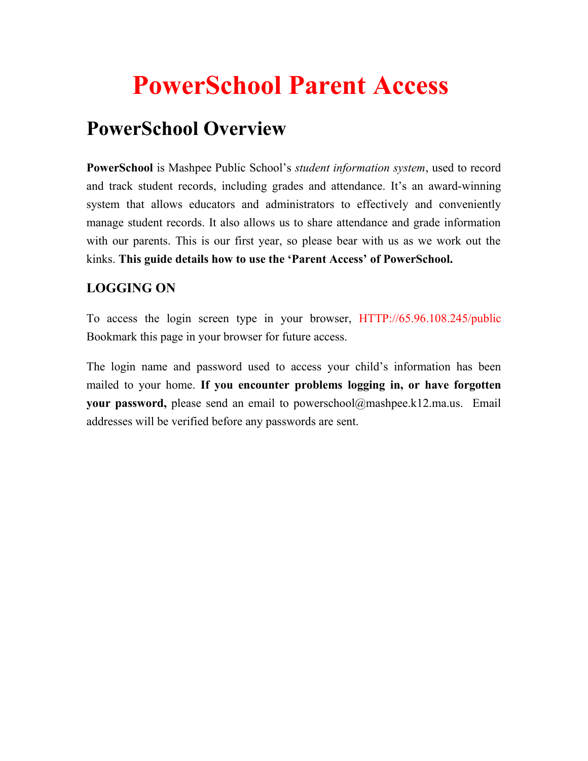# PowerSchool Parent Access

## PowerSchool Overview

**PowerSchool** is Mashpee Public School's *student information system*, used to record and track student records, including grades and attendance. It's an award-winning system that allows educators and administrators to effectively and conveniently manage student records. It also allows us to share attendance and grade information with our parents. This is our first year, so please bear with us as we work out the kinks. **This guide details how to use the 'Parent Access' of PowerSchool.**

### LOGGING ON

To access the login screen type in your browser, HTTP://65.96.108.245/public Bookmark this page in your browser for future access.

The login name and password used to access your child's information has been mailed to your home. **If you encounter problems logging in, or have forgotten your password,** please send an email to powerschool@mashpee.k12.ma.us. Email addresses will be verified before any passwords are sent.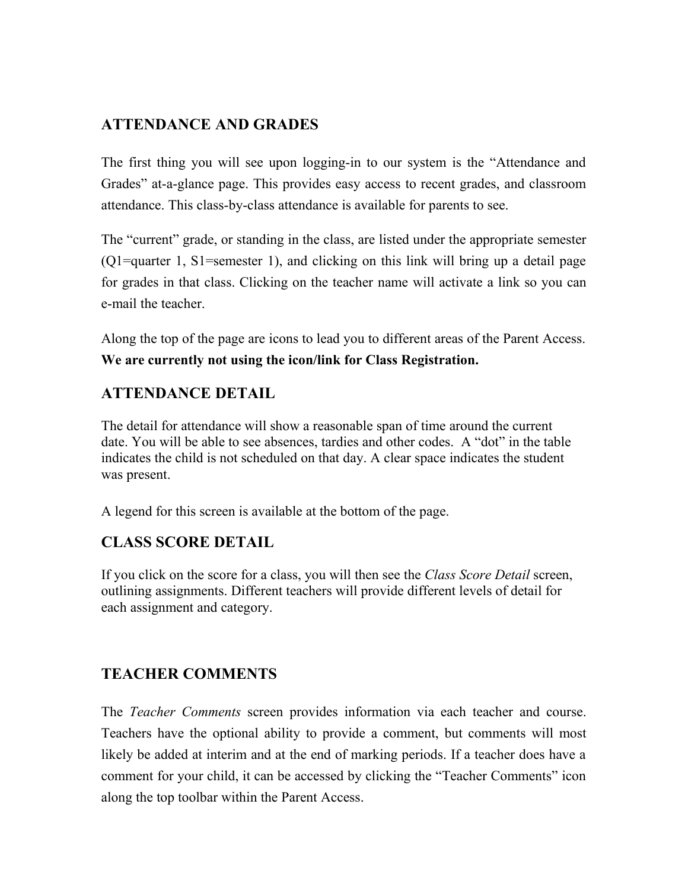## ATTENDANCE AND GRADES

The first thing you will see upon logging-in to our system is the "Attendance and Grades" at-a-glance page. This provides easy access to recent grades, and classroom attendance. This class-by-class attendance is available for parents to see.

The "current" grade, or standing in the class, are listed under the appropriate semester (Q1=quarter 1, S1=semester 1), and clicking on this link will bring up a detail page for grades in that class. Clicking on the teacher name will activate a link so you can e-mail the teacher.

Along the top of the page are icons to lead you to different areas of the Parent Access. **We are currently not using the icon/link for Class Registration.**

## ATTENDANCE DETAIL

The detail for attendance will show a reasonable span of time around the current date. You will be able to see absences, tardies and other codes. A "dot" in the table indicates the child is not scheduled on that day. A clear space indicates the student was present.

A legend for this screen is available at the bottom of the page.

## CLASS SCORE DETAIL

If you click on the score for a class, you will then see the *Class Score Detail* screen, outlining assignments. Different teachers will provide different levels of detail for each assignment and category.

## TEACHER COMMENTS

The *Teacher Comments* screen provides information via each teacher and course. Teachers have the optional ability to provide a comment, but comments will most likely be added at interim and at the end of marking periods. If a teacher does have a comment for your child, it can be accessed by clicking the "Teacher Comments" icon along the top toolbar within the Parent Access.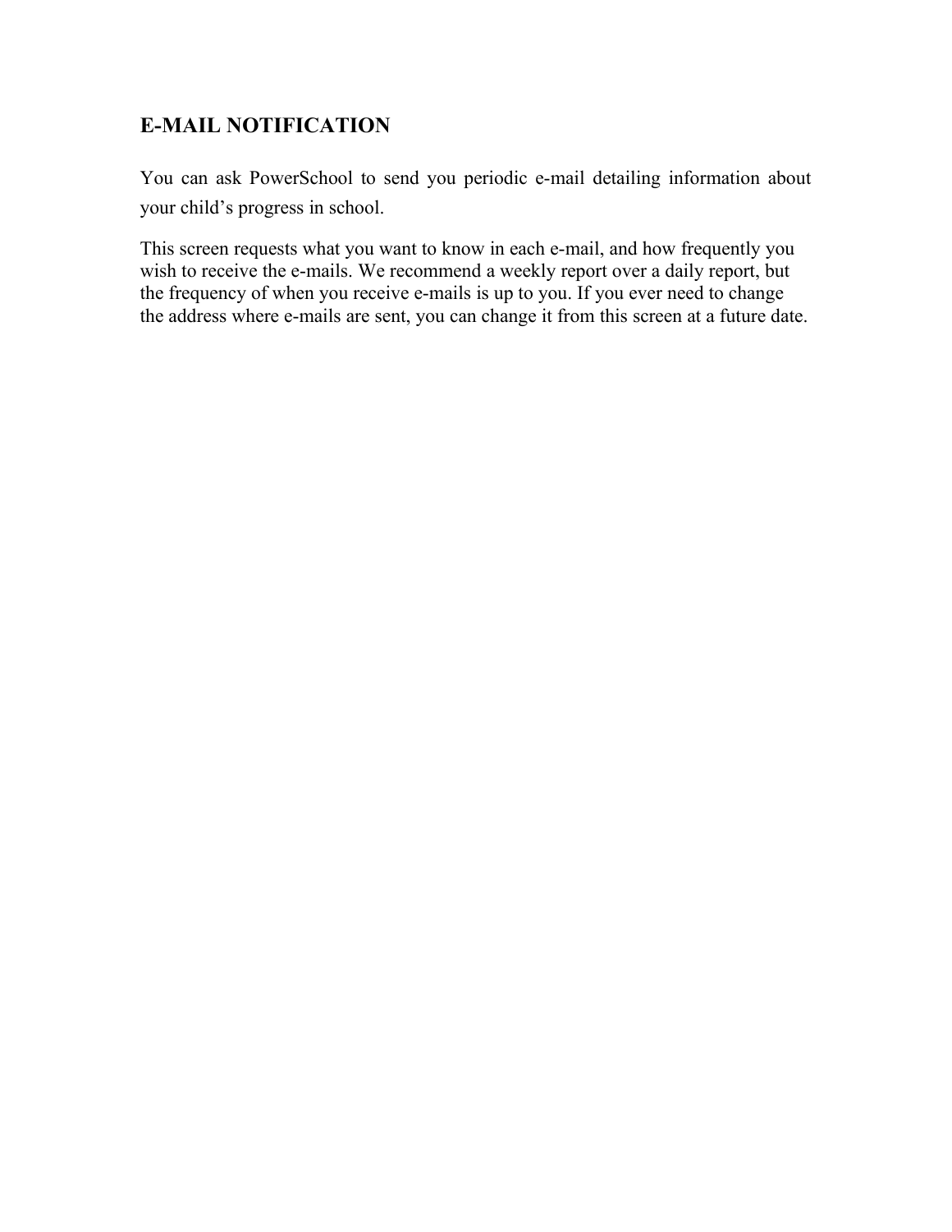## E-MAIL NOTIFICATION

You can ask PowerSchool to send you periodic e-mail detailing information about your child's progress in school.

This screen requests what you want to know in each e-mail, and how frequently you wish to receive the e-mails. We recommend a weekly report over a daily report, but the frequency of when you receive e-mails is up to you. If you ever need to change the address where e-mails are sent, you can change it from this screen at a future date.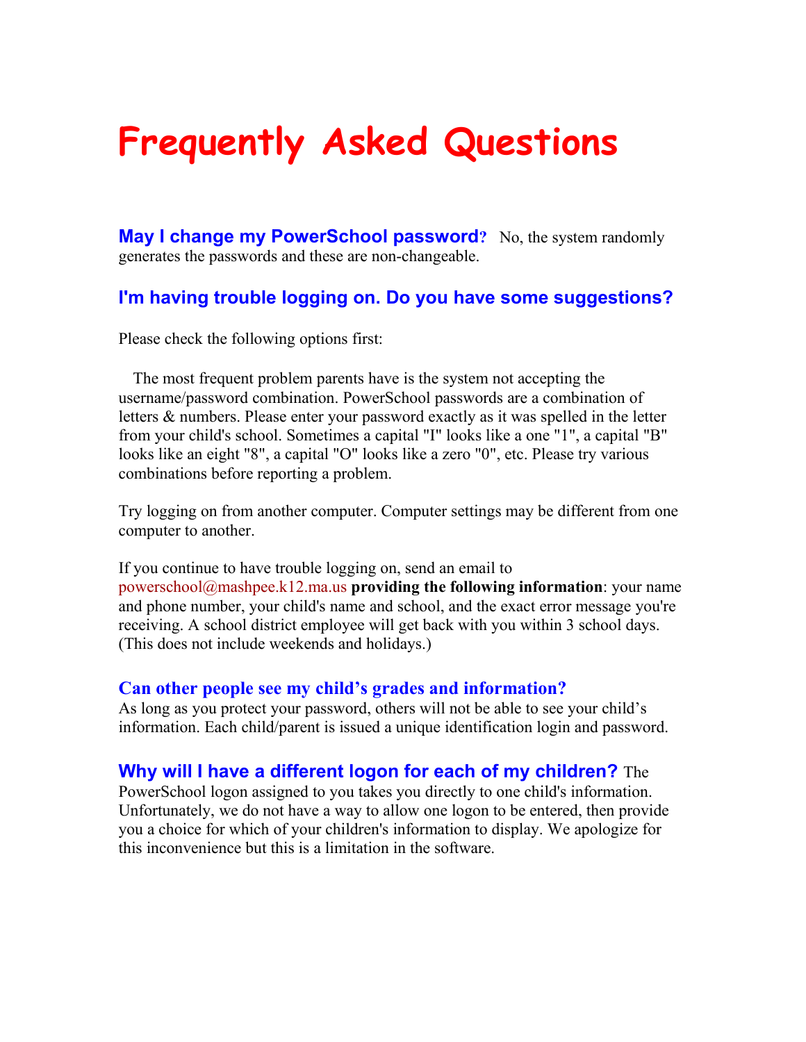# Frequently Asked Questions

**May I change my PowerSchool password?** No, the system randomly generates the passwords and these are non-changeable.

### I'm having trouble logging on. Do you have some suggestions?

Please check the following options first:

The most frequent problem parents have is the system not accepting the username/password combination. PowerSchool passwords are a combination of letters & numbers. Please enter your password exactly as it was spelled in the letter from your child's school. Sometimes a capital "I" looks like a one "1", a capital "B" looks like an eight "8", a capital "O" looks like a zero "0", etc. Please try various combinations before reporting a problem.

Try logging on from another computer. Computer settings may be different from one computer to another.

If you continue to have trouble logging on, send an email to powerschool@mashpee.k12.ma.us **providing the following information**: your name and phone number, your child's name and school, and the exact error message you're receiving. A school district employee will get back with you within 3 school days. (This does not include weekends and holidays.)

### Can other people see my child's grades and information?

As long as you protect your password, others will not be able to see your child's information. Each child/parent is issued a unique identification login and password.

**Why will I have a different logon for each of my children?** The PowerSchool logon assigned to you takes you directly to one child's information. Unfortunately, we do not have a way to allow one logon to be entered, then provide you a choice for which of your children's information to display. We apologize for this inconvenience but this is a limitation in the software.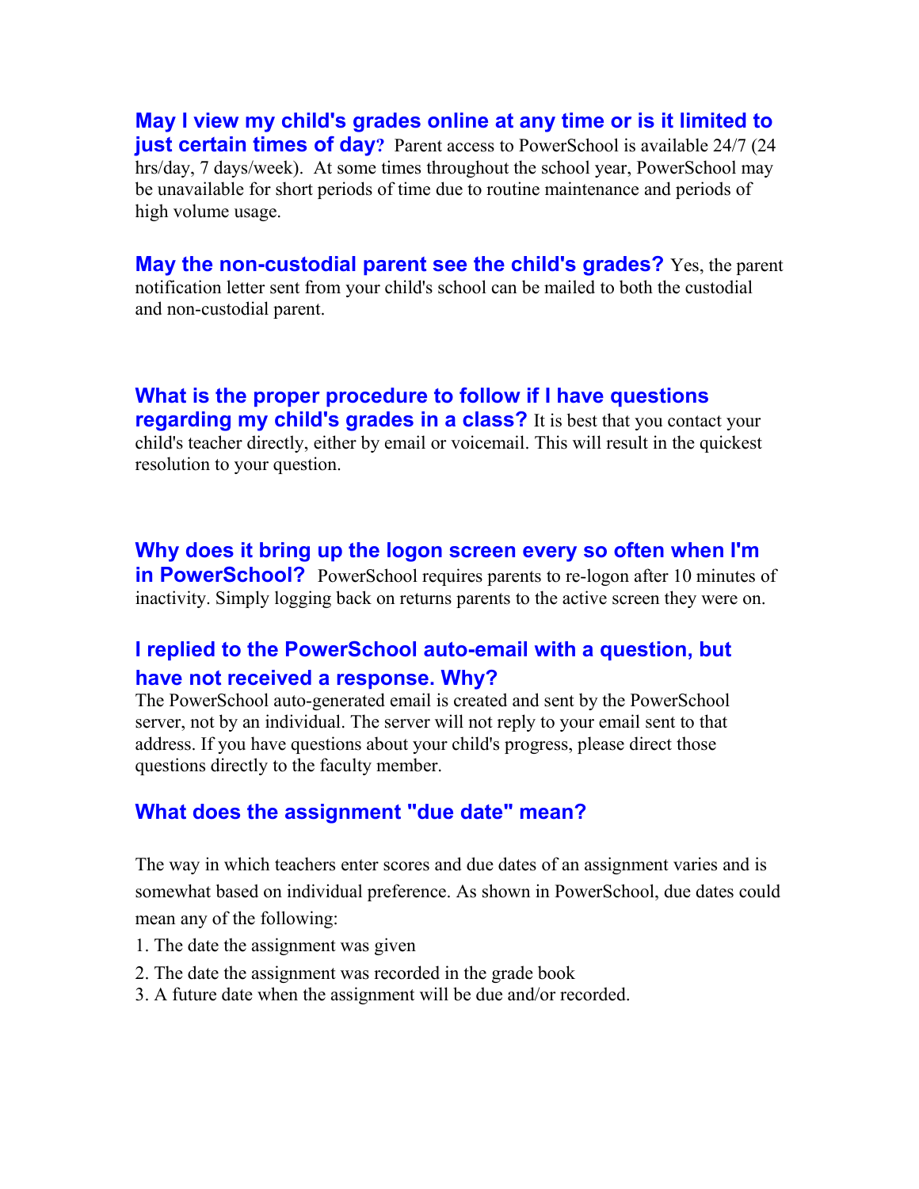**May I view my child's grades online at any time or is it limited to just certain times of day?** Parent access to PowerSchool is available 24/7 (24 hrs/day, 7 days/week). At some times throughout the school year, PowerSchool may be unavailable for short periods of time due to routine maintenance and periods of high volume usage.

**May the non-custodial parent see the child's grades?** Yes, the parent notification letter sent from your child's school can be mailed to both the custodial and non-custodial parent.

**What is the proper procedure to follow if I have questions regarding my child's grades in a class?** It is best that you contact your child's teacher directly, either by email or voicemail. This will result in the quickest resolution to your question.

**Why does it bring up the logon screen every so often when I'm in PowerSchool?** PowerSchool requires parents to re-logon after 10 minutes of inactivity. Simply logging back on returns parents to the active screen they were on.

### I replied to the PowerSchool auto-email with a question, but have not received a response. Why?

The PowerSchool auto-generated email is created and sent by the PowerSchool server, not by an individual. The server will not reply to your email sent to that address. If you have questions about your child's progress, please direct those questions directly to the faculty member.

### What does the assignment "due date" mean?

The way in which teachers enter scores and due dates of an assignment varies and is somewhat based on individual preference. As shown in PowerSchool, due dates could mean any of the following:

1. The date the assignment was given
2. The date the assignment was recorded in the grade book
3. A future date when the assignment will be due and/or recorded.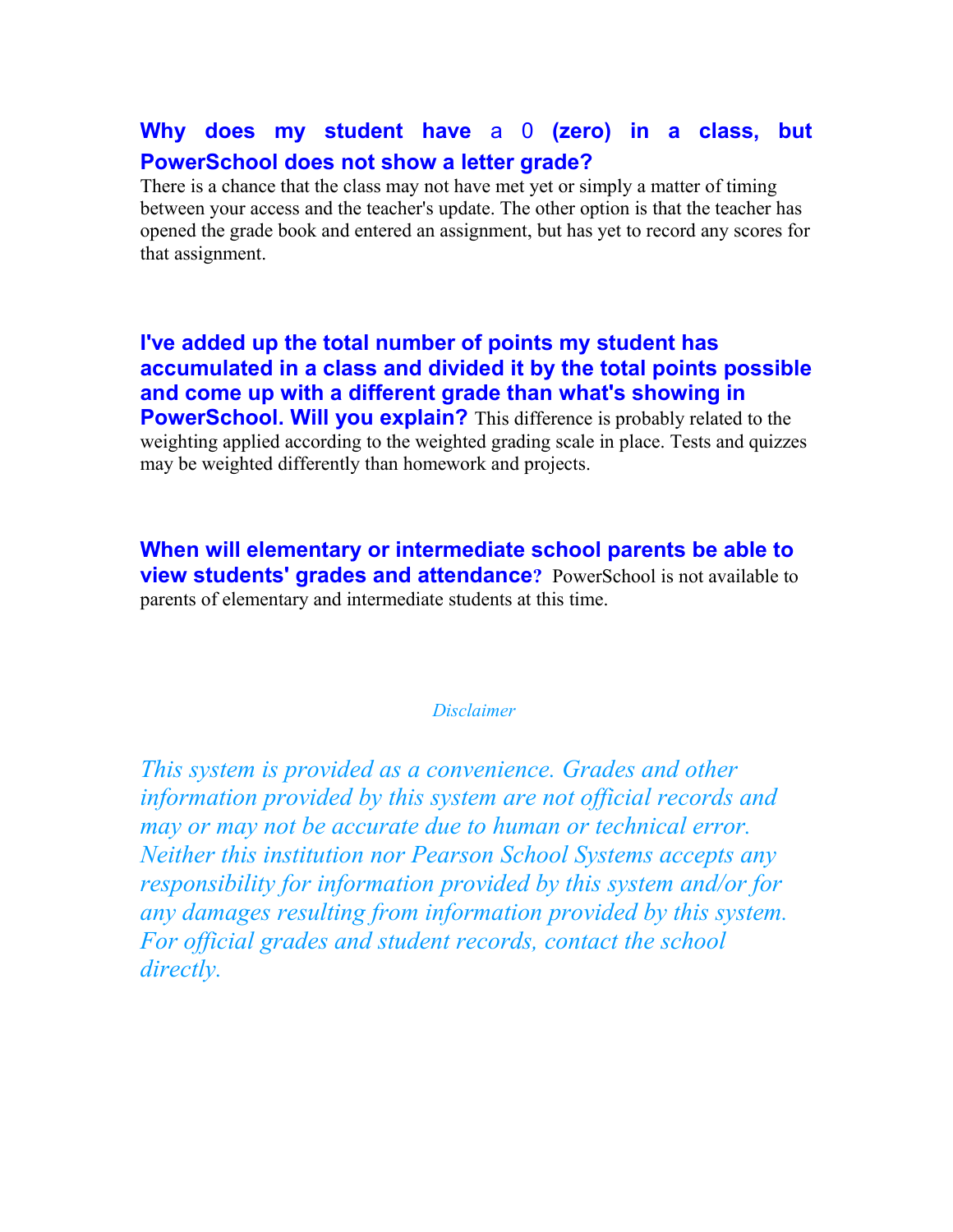### Why does my student have a 0 (zero) in a class, but PowerSchool does not show a letter grade?

There is a chance that the class may not have met yet or simply a matter of timing between your access and the teacher's update. The other option is that the teacher has opened the grade book and entered an assignment, but has yet to record any scores for that assignment.

### I've added up the total number of points my student has accumulated in a class and divided it by the total points possible and come up with a different grade than what's showing in PowerSchool. Will you explain?

This difference is probably related to the weighting applied according to the weighted grading scale in place. Tests and quizzes may be weighted differently than homework and projects.

### When will elementary or intermediate school parents be able to view students' grades and attendance?

PowerSchool is not available to parents of elementary and intermediate students at this time.

*Disclaimer*

*This system is provided as a convenience. Grades and other information provided by this system are not official records and may or may not be accurate due to human or technical error. Neither this institution nor Pearson School Systems accepts any responsibility for information provided by this system and/or for any damages resulting from information provided by this system. For official grades and student records, contact the school directly.*